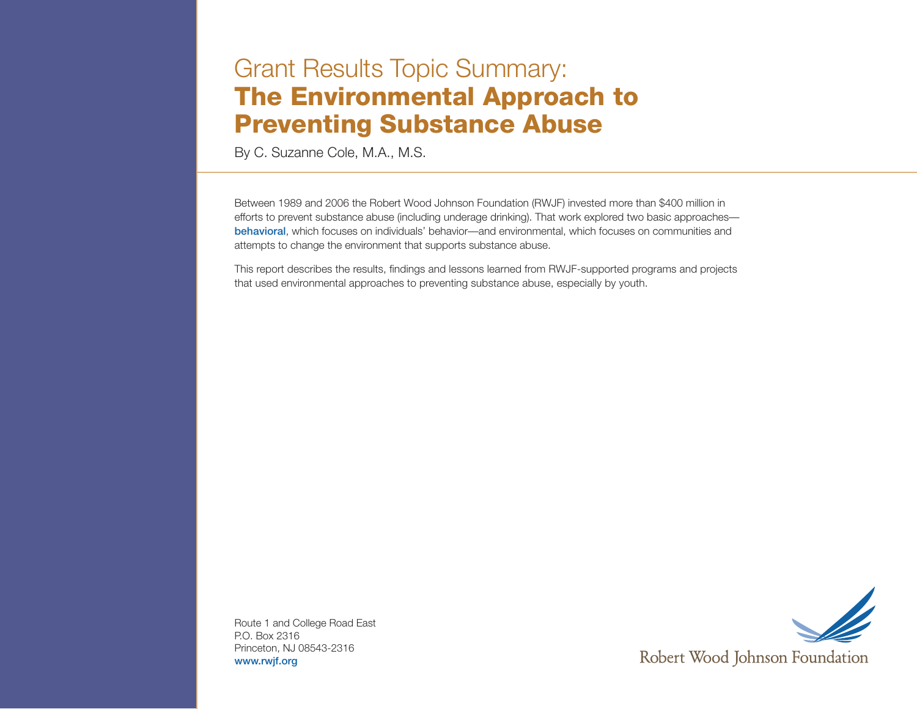# Grant Results Topic Summary: **The Environmental Approach to Preventing Substance Abuse**

By C. Suzanne Cole, M.A., M.S.

Between 1989 and 2006 the Robert Wood Johnson Foundation (RWJF) invested more than $400 million in efforts to prevent substance abuse (including underage drinking). That work explored two basic approaches—**behavioral**, which focuses on individuals' behavior—and environmental, which focuses on communities and attempts to change the environment that supports substance abuse.

This report describes the results, findings and lessons learned from RWJF-supported programs and projects that used environmental approaches to preventing substance abuse, especially by youth.

Route 1 and College Road East
P.O. Box 2316
Princeton, NJ 08543-2316
www.rwjf.org

Robert Wood Johnson Foundation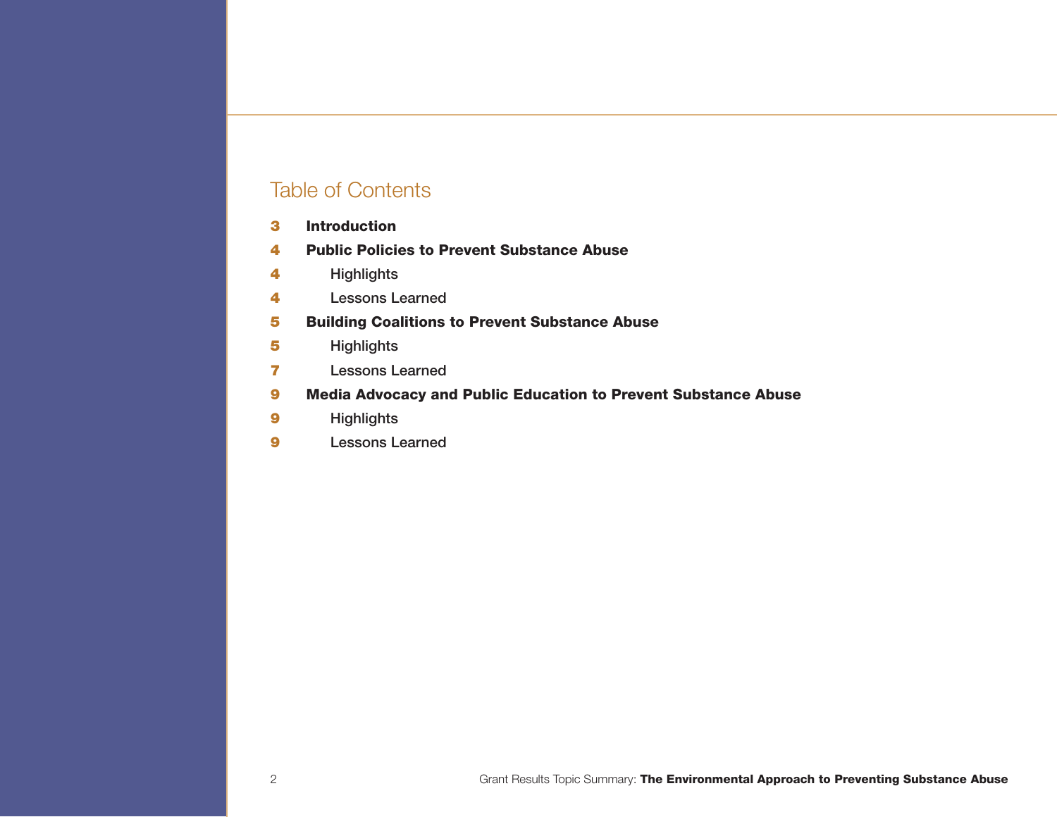# Table of Contents

| | |
|---|---|
| 3 | **Introduction** |
| 4 | **Public Policies to Prevent Substance Abuse** |
| 4 | Highlights |
| 4 | Lessons Learned |
| 5 | **Building Coalitions to Prevent Substance Abuse** |
| 5 | Highlights |
| 7 | Lessons Learned |
| 9 | **Media Advocacy and Public Education to Prevent Substance Abuse** |
| 9 | Highlights |
| 9 | Lessons Learned |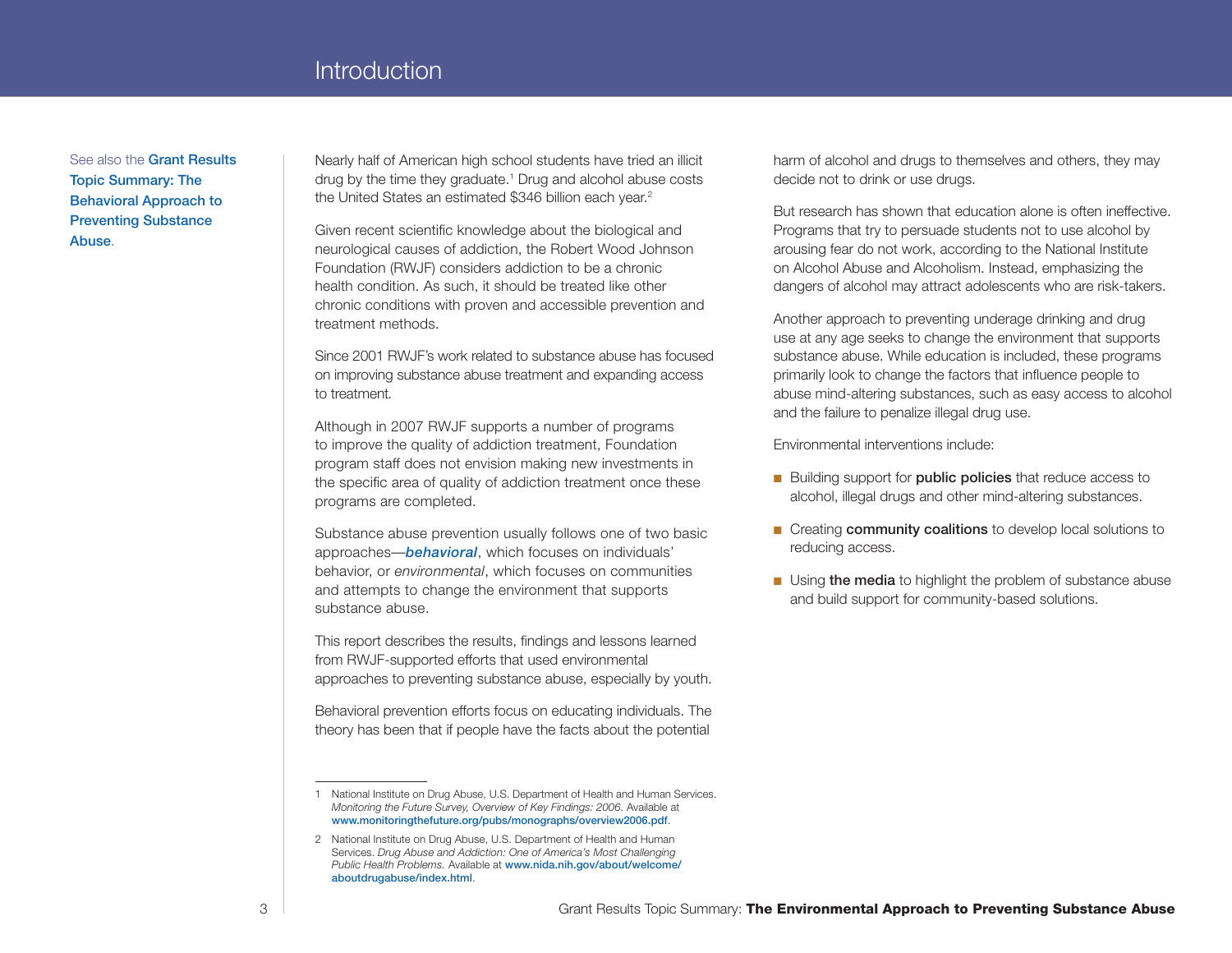# Introduction

See also the **Grant Results Topic Summary: The Behavioral Approach to Preventing Substance Abuse**.

Nearly half of American high school students have tried an illicit drug by the time they graduate.[1] Drug and alcohol abuse costs the United States an estimated $346 billion each year.[2]

Given recent scientific knowledge about the biological and neurological causes of addiction, the Robert Wood Johnson Foundation (RWJF) considers addiction to be a chronic health condition. As such, it should be treated like other chronic conditions with proven and accessible prevention and treatment methods.

Since 2001 RWJF's work related to substance abuse has focused on improving substance abuse treatment and expanding access to treatment.

Although in 2007 RWJF supports a number of programs to improve the quality of addiction treatment, Foundation program staff does not envision making new investments in the specific area of quality of addiction treatment once these programs are completed.

Substance abuse prevention usually follows one of two basic approaches—***behavioral***, which focuses on individuals' behavior, or *environmental*, which focuses on communities and attempts to change the environment that supports substance abuse.

This report describes the results, findings and lessons learned from RWJF-supported efforts that used environmental approaches to preventing substance abuse, especially by youth.

Behavioral prevention efforts focus on educating individuals. The theory has been that if people have the facts about the potential harm of alcohol and drugs to themselves and others, they may decide not to drink or use drugs.

But research has shown that education alone is often ineffective. Programs that try to persuade students not to use alcohol by arousing fear do not work, according to the National Institute on Alcohol Abuse and Alcoholism. Instead, emphasizing the dangers of alcohol may attract adolescents who are risk-takers.

Another approach to preventing underage drinking and drug use at any age seeks to change the environment that supports substance abuse. While education is included, these programs primarily look to change the factors that influence people to abuse mind-altering substances, such as easy access to alcohol and the failure to penalize illegal drug use.

Environmental interventions include:

- Building support for **public policies** that reduce access to alcohol, illegal drugs and other mind-altering substances.
- Creating **community coalitions** to develop local solutions to reducing access.
- Using **the media** to highlight the problem of substance abuse and build support for community-based solutions.

---

1 National Institute on Drug Abuse, U.S. Department of Health and Human Services. *Monitoring the Future Survey, Overview of Key Findings: 2006*. Available at www.monitoringthefuture.org/pubs/monographs/overview2006.pdf.

2 National Institute on Drug Abuse, U.S. Department of Health and Human Services. *Drug Abuse and Addiction: One of America's Most Challenging Public Health Problems*. Available at www.nida.nih.gov/about/welcome/aboutdrugabuse/index.html.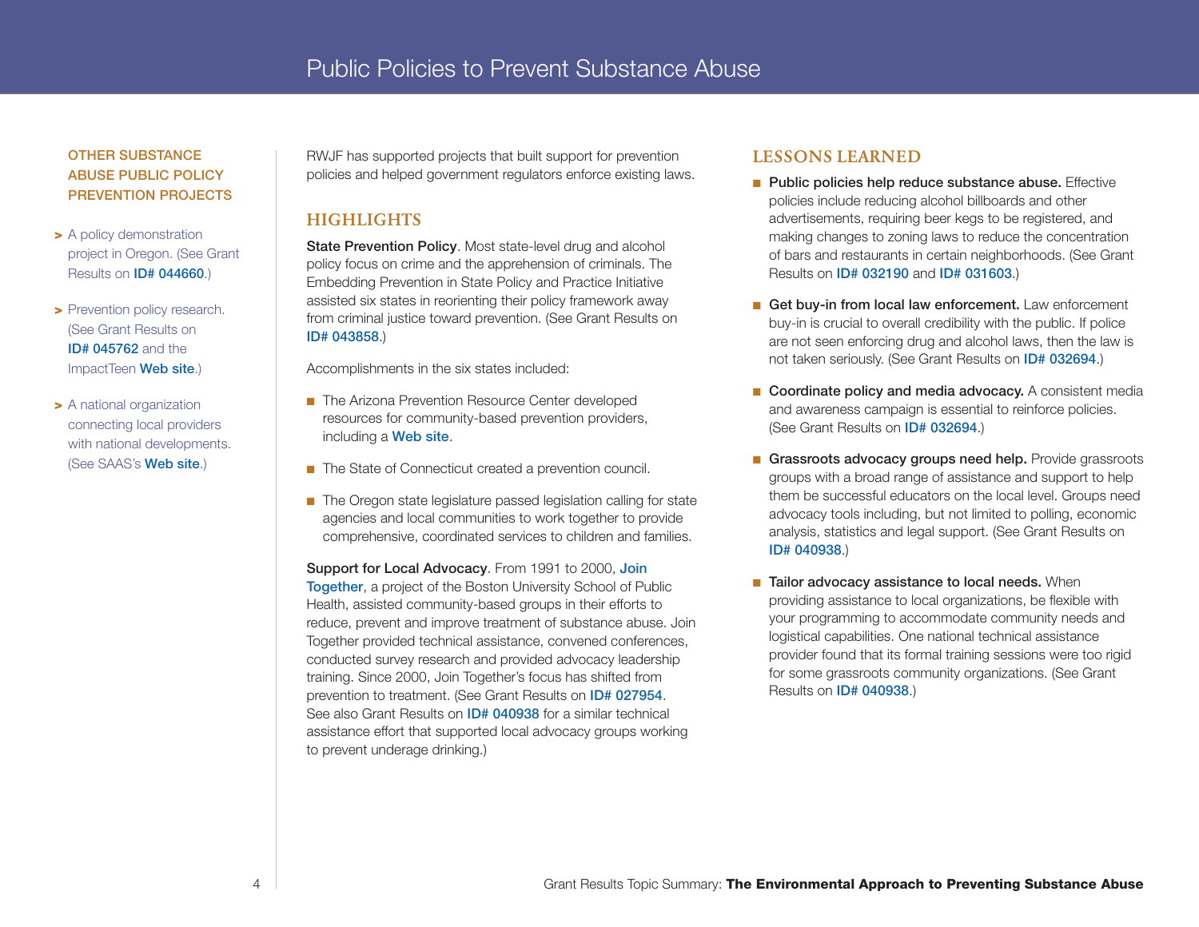# Public Policies to Prevent Substance Abuse

## OTHER SUBSTANCE ABUSE PUBLIC POLICY PREVENTION PROJECTS

- A policy demonstration project in Oregon. (See Grant Results on **ID# 044660**.)
- Prevention policy research. (See Grant Results on **ID# 045762** and the ImpactTeen **Web site**.)
- A national organization connecting local providers with national developments. (See SAAS's **Web site**.)

RWJF has supported projects that built support for prevention policies and helped government regulators enforce existing laws.

## HIGHLIGHTS

**State Prevention Policy**. Most state-level drug and alcohol policy focus on crime and the apprehension of criminals. The Embedding Prevention in State Policy and Practice Initiative assisted six states in reorienting their policy framework away from criminal justice toward prevention. (See Grant Results on **ID# 043858**.)

Accomplishments in the six states included:

- The Arizona Prevention Resource Center developed resources for community-based prevention providers, including a **Web site**.
- The State of Connecticut created a prevention council.
- The Oregon state legislature passed legislation calling for state agencies and local communities to work together to provide comprehensive, coordinated services to children and families.

**Support for Local Advocacy**. From 1991 to 2000, **Join Together**, a project of the Boston University School of Public Health, assisted community-based groups in their efforts to reduce, prevent and improve treatment of substance abuse. Join Together provided technical assistance, convened conferences, conducted survey research and provided advocacy leadership training. Since 2000, Join Together's focus has shifted from prevention to treatment. (See Grant Results on **ID# 027954**. See also Grant Results on **ID# 040938** for a similar technical assistance effort that supported local advocacy groups working to prevent underage drinking.)

## LESSONS LEARNED

- **Public policies help reduce substance abuse.** Effective policies include reducing alcohol billboards and other advertisements, requiring beer kegs to be registered, and making changes to zoning laws to reduce the concentration of bars and restaurants in certain neighborhoods. (See Grant Results on **ID# 032190** and **ID# 031603**.)
- **Get buy-in from local law enforcement.** Law enforcement buy-in is crucial to overall credibility with the public. If police are not seen enforcing drug and alcohol laws, then the law is not taken seriously. (See Grant Results on **ID# 032694**.)
- **Coordinate policy and media advocacy.** A consistent media and awareness campaign is essential to reinforce policies. (See Grant Results on **ID# 032694**.)
- **Grassroots advocacy groups need help.** Provide grassroots groups with a broad range of assistance and support to help them be successful educators on the local level. Groups need advocacy tools including, but not limited to polling, economic analysis, statistics and legal support. (See Grant Results on **ID# 040938**.)
- **Tailor advocacy assistance to local needs.** When providing assistance to local organizations, be flexible with your programming to accommodate community needs and logistical capabilities. One national technical assistance provider found that its formal training sessions were too rigid for some grassroots community organizations. (See Grant Results on **ID# 040938**.)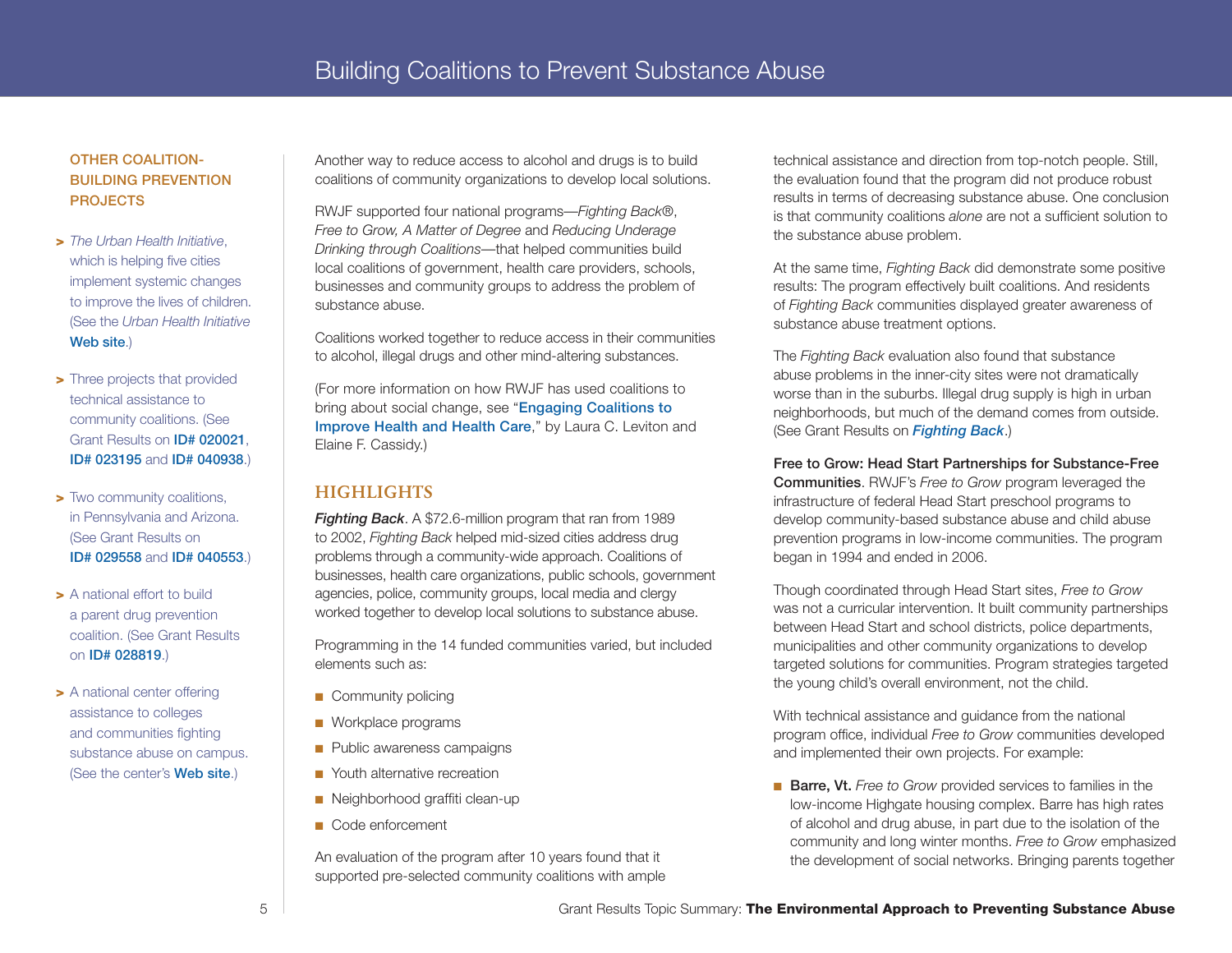## OTHER COALITION-BUILDING PREVENTION PROJECTS

- > *The Urban Health Initiative*, which is helping five cities implement systemic changes to improve the lives of children. (See the *Urban Health Initiative* **Web site**.)
- > Three projects that provided technical assistance to community coalitions. (See Grant Results on **ID# 020021**, **ID# 023195** and **ID# 040938**.)
- > Two community coalitions, in Pennsylvania and Arizona. (See Grant Results on **ID# 029558** and **ID# 040553**.)
- > A national effort to build a parent drug prevention coalition. (See Grant Results on **ID# 028819**.)
- > A national center offering assistance to colleges and communities fighting substance abuse on campus. (See the center's **Web site**.)

Another way to reduce access to alcohol and drugs is to build coalitions of community organizations to develop local solutions.

RWJF supported four national programs—*Fighting Back®*, *Free to Grow, A Matter of Degree* and *Reducing Underage Drinking through Coalitions*—that helped communities build local coalitions of government, health care providers, schools, businesses and community groups to address the problem of substance abuse.

Coalitions worked together to reduce access in their communities to alcohol, illegal drugs and other mind-altering substances.

(For more information on how RWJF has used coalitions to bring about social change, see "**Engaging Coalitions to Improve Health and Health Care**," by Laura C. Leviton and Elaine F. Cassidy.)

## HIGHLIGHTS

***Fighting Back***. A $72.6-million program that ran from 1989 to 2002, *Fighting Back* helped mid-sized cities address drug problems through a community-wide approach. Coalitions of businesses, health care organizations, public schools, government agencies, police, community groups, local media and clergy worked together to develop local solutions to substance abuse.

Programming in the 14 funded communities varied, but included elements such as:

- Community policing
- Workplace programs
- Public awareness campaigns
- Youth alternative recreation
- Neighborhood graffiti clean-up
- Code enforcement

An evaluation of the program after 10 years found that it supported pre-selected community coalitions with ample technical assistance and direction from top-notch people. Still, the evaluation found that the program did not produce robust results in terms of decreasing substance abuse. One conclusion is that community coalitions *alone* are not a sufficient solution to the substance abuse problem.

At the same time, *Fighting Back* did demonstrate some positive results: The program effectively built coalitions. And residents of *Fighting Back* communities displayed greater awareness of substance abuse treatment options.

The *Fighting Back* evaluation also found that substance abuse problems in the inner-city sites were not dramatically worse than in the suburbs. Illegal drug supply is high in urban neighborhoods, but much of the demand comes from outside. (See Grant Results on ***Fighting Back***.)

**Free to Grow: Head Start Partnerships for Substance-Free Communities**. RWJF's *Free to Grow* program leveraged the infrastructure of federal Head Start preschool programs to develop community-based substance abuse and child abuse prevention programs in low-income communities. The program began in 1994 and ended in 2006.

Though coordinated through Head Start sites, *Free to Grow* was not a curricular intervention. It built community partnerships between Head Start and school districts, police departments, municipalities and other community organizations to develop targeted solutions for communities. Program strategies targeted the young child's overall environment, not the child.

With technical assistance and guidance from the national program office, individual *Free to Grow* communities developed and implemented their own projects. For example:

- **Barre, Vt.** *Free to Grow* provided services to families in the low-income Highgate housing complex. Barre has high rates of alcohol and drug abuse, in part due to the isolation of the community and long winter months. *Free to Grow* emphasized the development of social networks. Bringing parents together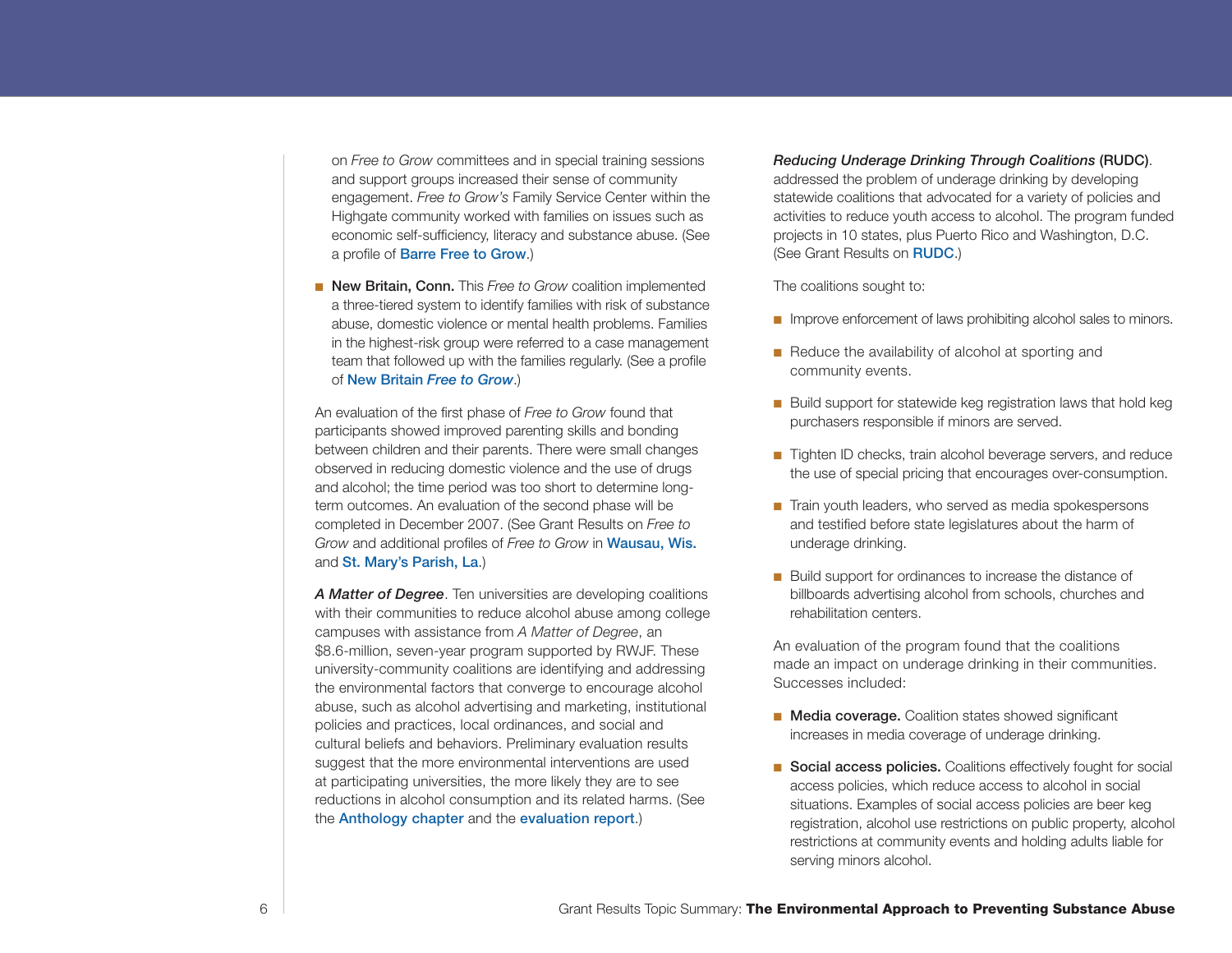on *Free to Grow* committees and in special training sessions and support groups increased their sense of community engagement. *Free to Grow's* Family Service Center within the Highgate community worked with families on issues such as economic self-sufficiency, literacy and substance abuse. (See a profile of **Barre Free to Grow**.)

- **New Britain, Conn.** This *Free to Grow* coalition implemented a three-tiered system to identify families with risk of substance abuse, domestic violence or mental health problems. Families in the highest-risk group were referred to a case management team that followed up with the families regularly. (See a profile of **New Britain *Free to Grow***.)

An evaluation of the first phase of *Free to Grow* found that participants showed improved parenting skills and bonding between children and their parents. There were small changes observed in reducing domestic violence and the use of drugs and alcohol; the time period was too short to determine long-term outcomes. An evaluation of the second phase will be completed in December 2007. (See Grant Results on *Free to Grow* and additional profiles of *Free to Grow* in **Wausau, Wis.** and **St. Mary's Parish, La.**)

***A Matter of Degree***. Ten universities are developing coalitions with their communities to reduce alcohol abuse among college campuses with assistance from *A Matter of Degree*, an $8.6-million, seven-year program supported by RWJF. These university-community coalitions are identifying and addressing the environmental factors that converge to encourage alcohol abuse, such as alcohol advertising and marketing, institutional policies and practices, local ordinances, and social and cultural beliefs and behaviors. Preliminary evaluation results suggest that the more environmental interventions are used at participating universities, the more likely they are to see reductions in alcohol consumption and its related harms. (See the **Anthology chapter** and the **evaluation report**.)

***Reducing Underage Drinking Through Coalitions*** **(RUDC)**. addressed the problem of underage drinking by developing statewide coalitions that advocated for a variety of policies and activities to reduce youth access to alcohol. The program funded projects in 10 states, plus Puerto Rico and Washington, D.C. (See Grant Results on **RUDC**.)

The coalitions sought to:

- Improve enforcement of laws prohibiting alcohol sales to minors.
- Reduce the availability of alcohol at sporting and community events.
- Build support for statewide keg registration laws that hold keg purchasers responsible if minors are served.
- Tighten ID checks, train alcohol beverage servers, and reduce the use of special pricing that encourages over-consumption.
- Train youth leaders, who served as media spokespersons and testified before state legislatures about the harm of underage drinking.
- Build support for ordinances to increase the distance of billboards advertising alcohol from schools, churches and rehabilitation centers.

An evaluation of the program found that the coalitions made an impact on underage drinking in their communities. Successes included:

- **Media coverage.** Coalition states showed significant increases in media coverage of underage drinking.
- **Social access policies.** Coalitions effectively fought for social access policies, which reduce access to alcohol in social situations. Examples of social access policies are beer keg registration, alcohol use restrictions on public property, alcohol restrictions at community events and holding adults liable for serving minors alcohol.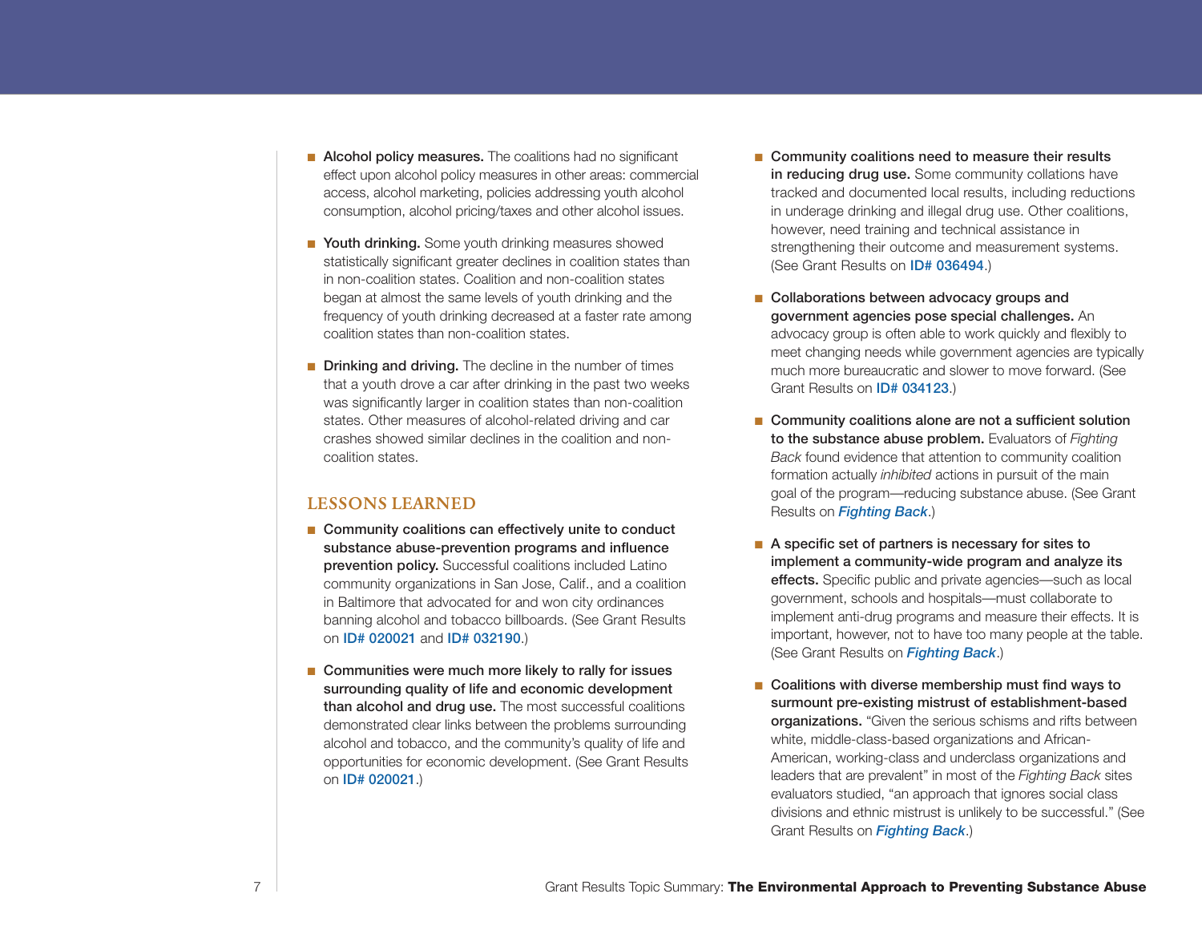- **Alcohol policy measures.** The coalitions had no significant effect upon alcohol policy measures in other areas: commercial access, alcohol marketing, policies addressing youth alcohol consumption, alcohol pricing/taxes and other alcohol issues.

- **Youth drinking.** Some youth drinking measures showed statistically significant greater declines in coalition states than in non-coalition states. Coalition and non-coalition states began at almost the same levels of youth drinking and the frequency of youth drinking decreased at a faster rate among coalition states than non-coalition states.

- **Drinking and driving.** The decline in the number of times that a youth drove a car after drinking in the past two weeks was significantly larger in coalition states than non-coalition states. Other measures of alcohol-related driving and car crashes showed similar declines in the coalition and non-coalition states.

## LESSONS LEARNED

- **Community coalitions can effectively unite to conduct substance abuse-prevention programs and influence prevention policy.** Successful coalitions included Latino community organizations in San Jose, Calif., and a coalition in Baltimore that advocated for and won city ordinances banning alcohol and tobacco billboards. (See Grant Results on **ID# 020021** and **ID# 032190**.)

- **Communities were much more likely to rally for issues surrounding quality of life and economic development than alcohol and drug use.** The most successful coalitions demonstrated clear links between the problems surrounding alcohol and tobacco, and the community's quality of life and opportunities for economic development. (See Grant Results on **ID# 020021**.)

- **Community coalitions need to measure their results in reducing drug use.** Some community collations have tracked and documented local results, including reductions in underage drinking and illegal drug use. Other coalitions, however, need training and technical assistance in strengthening their outcome and measurement systems. (See Grant Results on **ID# 036494**.)

- **Collaborations between advocacy groups and government agencies pose special challenges.** An advocacy group is often able to work quickly and flexibly to meet changing needs while government agencies are typically much more bureaucratic and slower to move forward. (See Grant Results on **ID# 034123**.)

- **Community coalitions alone are not a sufficient solution to the substance abuse problem.** Evaluators of *Fighting Back* found evidence that attention to community coalition formation actually *inhibited* actions in pursuit of the main goal of the program—reducing substance abuse. (See Grant Results on ***Fighting Back***.)

- **A specific set of partners is necessary for sites to implement a community-wide program and analyze its effects.** Specific public and private agencies—such as local government, schools and hospitals—must collaborate to implement anti-drug programs and measure their effects. It is important, however, not to have too many people at the table. (See Grant Results on ***Fighting Back***.)

- **Coalitions with diverse membership must find ways to surmount pre-existing mistrust of establishment-based organizations.** "Given the serious schisms and rifts between white, middle-class-based organizations and African-American, working-class and underclass organizations and leaders that are prevalent" in most of the *Fighting Back* sites evaluators studied, "an approach that ignores social class divisions and ethnic mistrust is unlikely to be successful." (See Grant Results on ***Fighting Back***.)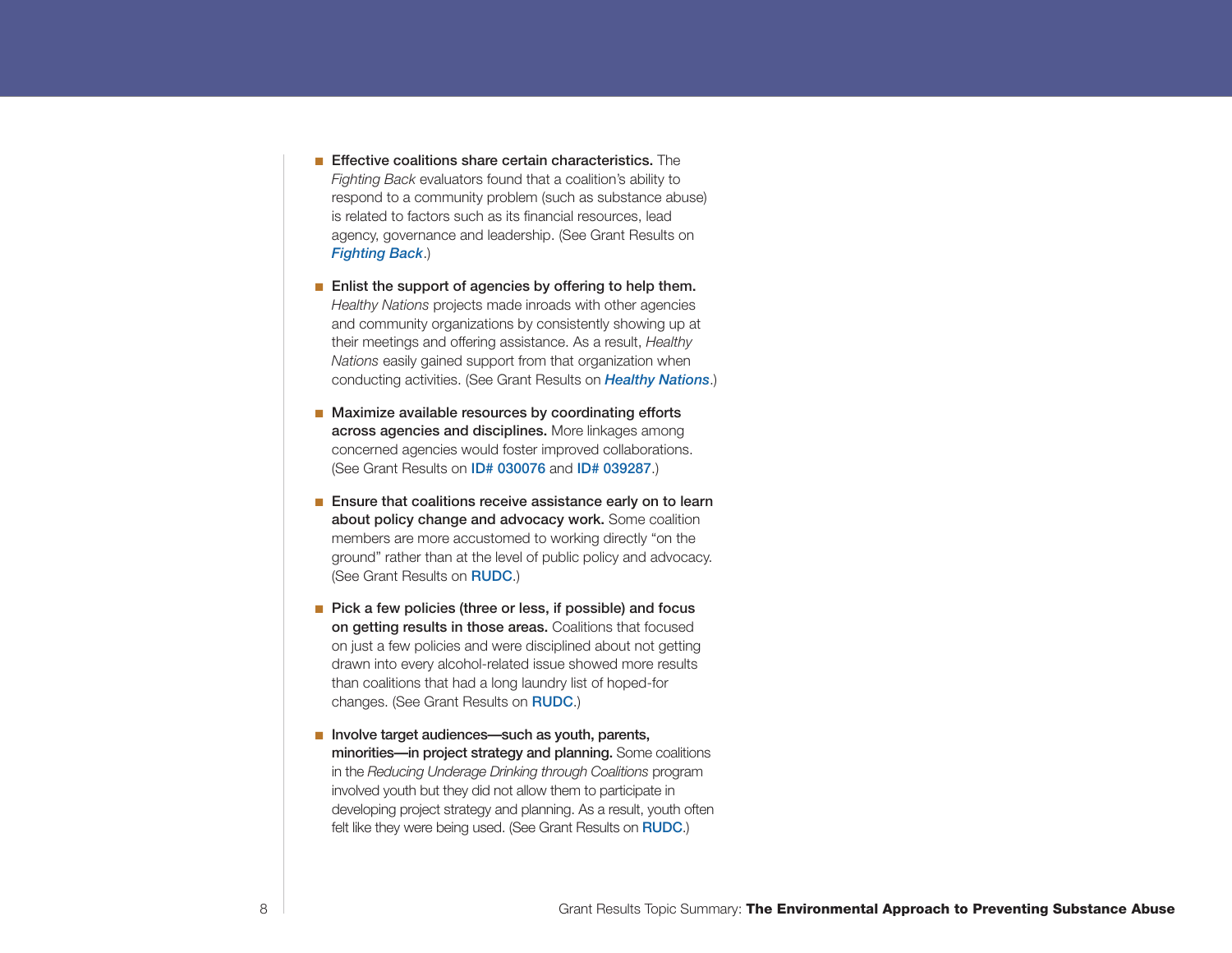- **Effective coalitions share certain characteristics.** The *Fighting Back* evaluators found that a coalition's ability to respond to a community problem (such as substance abuse) is related to factors such as its financial resources, lead agency, governance and leadership. (See Grant Results on ***Fighting Back***.)

- **Enlist the support of agencies by offering to help them.** *Healthy Nations* projects made inroads with other agencies and community organizations by consistently showing up at their meetings and offering assistance. As a result, *Healthy Nations* easily gained support from that organization when conducting activities. (See Grant Results on ***Healthy Nations***.)

- **Maximize available resources by coordinating efforts across agencies and disciplines.** More linkages among concerned agencies would foster improved collaborations. (See Grant Results on **ID# 030076** and **ID# 039287**.)

- **Ensure that coalitions receive assistance early on to learn about policy change and advocacy work.** Some coalition members are more accustomed to working directly "on the ground" rather than at the level of public policy and advocacy. (See Grant Results on **RUDC**.)

- **Pick a few policies (three or less, if possible) and focus on getting results in those areas.** Coalitions that focused on just a few policies and were disciplined about not getting drawn into every alcohol-related issue showed more results than coalitions that had a long laundry list of hoped-for changes. (See Grant Results on **RUDC**.)

- **Involve target audiences—such as youth, parents, minorities—in project strategy and planning.** Some coalitions in the *Reducing Underage Drinking through Coalitions* program involved youth but they did not allow them to participate in developing project strategy and planning. As a result, youth often felt like they were being used. (See Grant Results on **RUDC**.)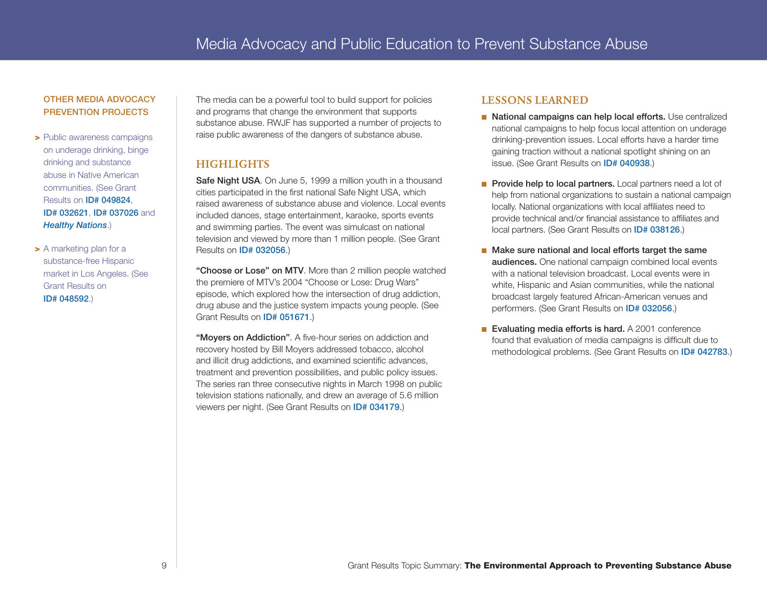# Media Advocacy and Public Education to Prevent Substance Abuse

The media can be a powerful tool to build support for policies and programs that change the environment that supports substance abuse. RWJF has supported a number of projects to raise public awareness of the dangers of substance abuse.

## HIGHLIGHTS

**Safe Night USA**. On June 5, 1999 a million youth in a thousand cities participated in the first national Safe Night USA, which raised awareness of substance abuse and violence. Local events included dances, stage entertainment, karaoke, sports events and swimming parties. The event was simulcast on national television and viewed by more than 1 million people. (See Grant Results on **ID# 032056**.)

**"Choose or Lose" on MTV**. More than 2 million people watched the premiere of MTV's 2004 "Choose or Lose: Drug Wars" episode, which explored how the intersection of drug addiction, drug abuse and the justice system impacts young people. (See Grant Results on **ID# 051671**.)

**"Moyers on Addiction"**. A five-hour series on addiction and recovery hosted by Bill Moyers addressed tobacco, alcohol and illicit drug addictions, and examined scientific advances, treatment and prevention possibilities, and public policy issues. The series ran three consecutive nights in March 1998 on public television stations nationally, and drew an average of 5.6 million viewers per night. (See Grant Results on **ID# 034179**.)

## LESSONS LEARNED

- **National campaigns can help local efforts.** Use centralized national campaigns to help focus local attention on underage drinking-prevention issues. Local efforts have a harder time gaining traction without a national spotlight shining on an issue. (See Grant Results on **ID# 040938**.)
- **Provide help to local partners.** Local partners need a lot of help from national organizations to sustain a national campaign locally. National organizations with local affiliates need to provide technical and/or financial assistance to affiliates and local partners. (See Grant Results on **ID# 038126**.)
- **Make sure national and local efforts target the same audiences.** One national campaign combined local events with a national television broadcast. Local events were in white, Hispanic and Asian communities, while the national broadcast largely featured African-American venues and performers. (See Grant Results on **ID# 032056**.)
- **Evaluating media efforts is hard.** A 2001 conference found that evaluation of media campaigns is difficult due to methodological problems. (See Grant Results on **ID# 042783**.)

### OTHER MEDIA ADVOCACY PREVENTION PROJECTS

- Public awareness campaigns on underage drinking, binge drinking and substance abuse in Native American communities. (See Grant Results on **ID# 049824**, **ID# 032621**, **ID# 037026** and ***Healthy Nations***.)
- A marketing plan for a substance-free Hispanic market in Los Angeles. (See Grant Results on **ID# 048592**.)